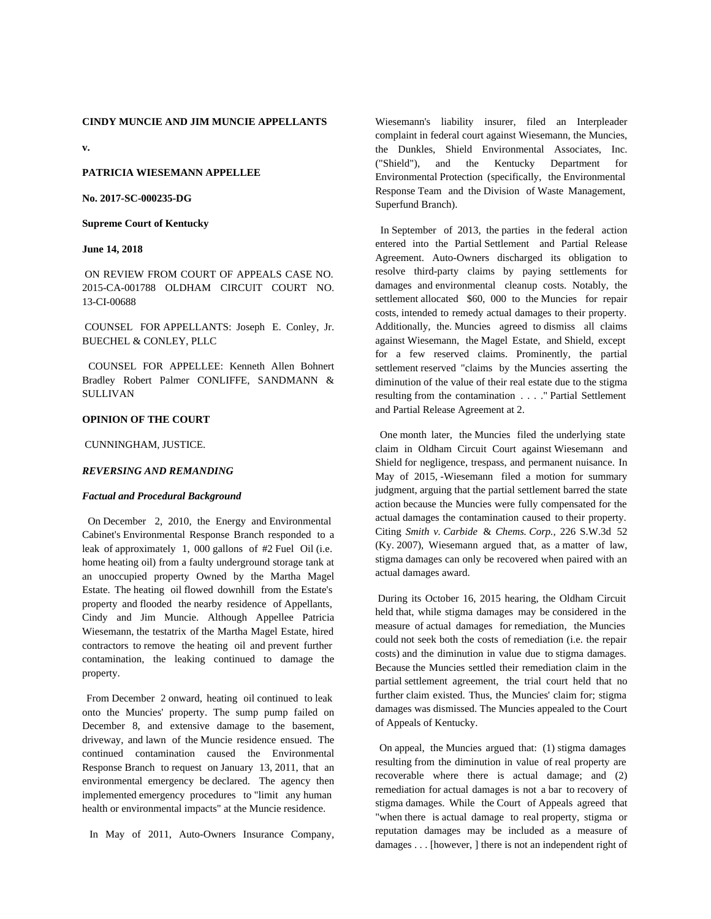**CINDY MUNCIE AND JIM MUNCIE APPELLANTS**

**v.**

**PATRICIA WIESEMANN APPELLEE**

**No. 2017-SC-000235-DG**

**Supreme Court of Kentucky**

**June 14, 2018**

ON REVIEW FROM COURT OF APPEALS CASE NO. 2015-CA-001788 OLDHAM CIRCUIT COURT NO. 13-CI-00688

COUNSEL FOR APPELLANTS: Joseph E. Conley, Jr. BUECHEL & CONLEY, PLLC

COUNSEL FOR APPELLEE: Kenneth Allen Bohnert Bradley Robert Palmer CONLIFFE, SANDMANN & SULLIVAN

**OPINION OF THE COURT**

CUNNINGHAM, JUSTICE.

***REVERSING AND REMANDING***

***Factual and Procedural Background***

On December 2, 2010, the Energy and Environmental Cabinet's Environmental Response Branch responded to a leak of approximately 1, 000 gallons of #2 Fuel Oil (i.e. home heating oil) from a faulty underground storage tank at an unoccupied property Owned by the Martha Magel Estate. The heating oil flowed downhill from the Estate's property and flooded the nearby residence of Appellants, Cindy and Jim Muncie. Although Appellee Patricia Wiesemann, the testatrix of the Martha Magel Estate, hired contractors to remove the heating oil and prevent further contamination, the leaking continued to damage the property.

From December 2 onward, heating oil continued to leak onto the Muncies' property. The sump pump failed on December 8, and extensive damage to the basement, driveway, and lawn of the Muncie residence ensued. The continued contamination caused the Environmental Response Branch to request on January 13, 2011, that an environmental emergency be declared. The agency then implemented emergency procedures to "limit any human health or environmental impacts" at the Muncie residence.

In May of 2011, Auto-Owners Insurance Company, Wiesemann's liability insurer, filed an Interpleader complaint in federal court against Wiesemann, the Muncies, the Dunkles, Shield Environmental Associates, Inc. ("Shield"), and the Kentucky Department for Environmental Protection (specifically, the Environmental Response Team and the Division of Waste Management, Superfund Branch).

In September of 2013, the parties in the federal action entered into the Partial Settlement and Partial Release Agreement. Auto-Owners discharged its obligation to resolve third-party claims by paying settlements for damages and environmental cleanup costs. Notably, the settlement allocated $60, 000 to the Muncies for repair costs, intended to remedy actual damages to their property. Additionally, the. Muncies agreed to dismiss all claims against Wiesemann, the Magel Estate, and Shield, except for a few reserved claims. Prominently, the partial settlement reserved "claims by the Muncies asserting the diminution of the value of their real estate due to the stigma resulting from the contamination . . . ." Partial Settlement and Partial Release Agreement at 2.

One month later, the Muncies filed the underlying state claim in Oldham Circuit Court against Wiesemann and Shield for negligence, trespass, and permanent nuisance. In May of 2015, -Wiesemann filed a motion for summary judgment, arguing that the partial settlement barred the state action because the Muncies were fully compensated for the actual damages the contamination caused to their property. Citing *Smith v. Carbide & Chems. Corp.,* 226 S.W.3d 52 (Ky. 2007), Wiesemann argued that, as a matter of law, stigma damages can only be recovered when paired with an actual damages award.

During its October 16, 2015 hearing, the Oldham Circuit held that, while stigma damages may be considered in the measure of actual damages for remediation, the Muncies could not seek both the costs of remediation (i.e. the repair costs) and the diminution in value due to stigma damages. Because the Muncies settled their remediation claim in the partial settlement agreement, the trial court held that no further claim existed. Thus, the Muncies' claim for; stigma damages was dismissed. The Muncies appealed to the Court of Appeals of Kentucky.

On appeal, the Muncies argued that: (1) stigma damages resulting from the diminution in value of real property are recoverable where there is actual damage; and (2) remediation for actual damages is not a bar to recovery of stigma damages. While the Court of Appeals agreed that "when there is actual damage to real property, stigma or reputation damages may be included as a measure of damages . . . [however, ] there is not an independent right of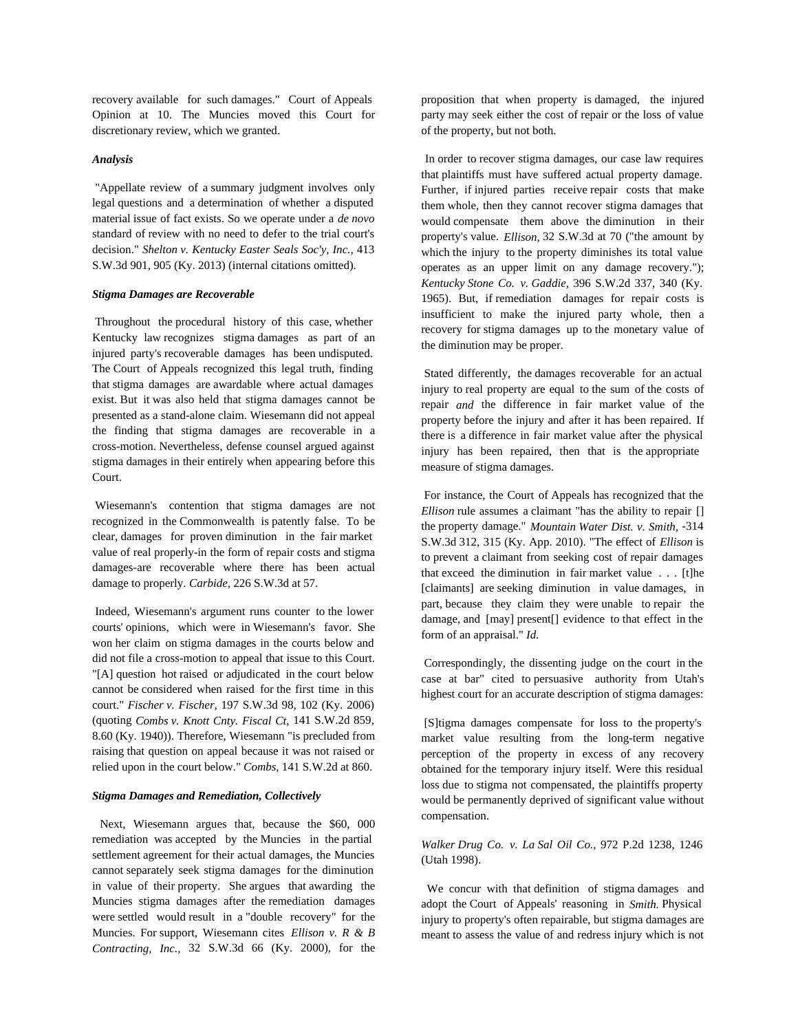recovery available for such damages." Court of Appeals Opinion at 10. The Muncies moved this Court for discretionary review, which we granted.

***Analysis***

"Appellate review of a summary judgment involves only legal questions and a determination of whether a disputed material issue of fact exists. So we operate under a *de novo* standard of review with no need to defer to the trial court's decision." *Shelton v. Kentucky Easter Seals Soc'y, Inc.*, 413 S.W.3d 901, 905 (Ky. 2013) (internal citations omitted).

***Stigma Damages are Recoverable***

Throughout the procedural history of this case, whether Kentucky law recognizes stigma damages as part of an injured party's recoverable damages has been undisputed. The Court of Appeals recognized this legal truth, finding that stigma damages are awardable where actual damages exist. But it was also held that stigma damages cannot be presented as a stand-alone claim. Wiesemann did not appeal the finding that stigma damages are recoverable in a cross-motion. Nevertheless, defense counsel argued against stigma damages in their entirely when appearing before this Court.

Wiesemann's contention that stigma damages are not recognized in the Commonwealth is patently false. To be clear, damages for proven diminution in the fair market value of real properly-in the form of repair costs and stigma damages-are recoverable where there has been actual damage to properly. *Carbide*, 226 S.W.3d at 57.

Indeed, Wiesemann's argument runs counter to the lower courts' opinions, which were in Wiesemann's favor. She won her claim on stigma damages in the courts below and did not file a cross-motion to appeal that issue to this Court. "[A] question hot raised or adjudicated in the court below cannot be considered when raised for the first time in this court." *Fischer v. Fischer*, 197 S.W.3d 98, 102 (Ky. 2006) (quoting *Combs v. Knott Cnty. Fiscal Ct*, 141 S.W.2d 859, 8.60 (Ky. 1940)). Therefore, Wiesemann "is precluded from raising that question on appeal because it was not raised or relied upon in the court below." *Combs*, 141 S.W.2d at 860.

***Stigma Damages and Remediation, Collectively***

Next, Wiesemann argues that, because the $60, 000 remediation was accepted by the Muncies in the partial settlement agreement for their actual damages, the Muncies cannot separately seek stigma damages for the diminution in value of their property. She argues that awarding the Muncies stigma damages after the remediation damages were settled would result in a "double recovery" for the Muncies. For support, Wiesemann cites *Ellison v. R & B Contracting, Inc.*, 32 S.W.3d 66 (Ky. 2000), for the proposition that when property is damaged, the injured party may seek either the cost of repair or the loss of value of the property, but not both.

In order to recover stigma damages, our case law requires that plaintiffs must have suffered actual property damage. Further, if injured parties receive repair costs that make them whole, then they cannot recover stigma damages that would compensate them above the diminution in their property's value. *Ellison*, 32 S.W.3d at 70 ("the amount by which the injury to the property diminishes its total value operates as an upper limit on any damage recovery."); *Kentucky Stone Co. v. Gaddie*, 396 S.W.2d 337, 340 (Ky. 1965). But, if remediation damages for repair costs is insufficient to make the injured party whole, then a recovery for stigma damages up to the monetary value of the diminution may be proper.

Stated differently, the damages recoverable for an actual injury to real property are equal to the sum of the costs of repair *and* the difference in fair market value of the property before the injury and after it has been repaired. If there is a difference in fair market value after the physical injury has been repaired, then that is the appropriate measure of stigma damages.

For instance, the Court of Appeals has recognized that the *Ellison* rule assumes a claimant "has the ability to repair [] the property damage." *Mountain Water Dist. v. Smith*, -314 S.W.3d 312, 315 (Ky. App. 2010). "The effect of *Ellison* is to prevent a claimant from seeking cost of repair damages that exceed the diminution in fair market value . . . [t]he [claimants] are seeking diminution in value damages, in part, because they claim they were unable to repair the damage, and [may] present[] evidence to that effect in the form of an appraisal." *Id.*

Correspondingly, the dissenting judge on the court in the case at bar" cited to persuasive authority from Utah's highest court for an accurate description of stigma damages:

[S]tigma damages compensate for loss to the property's market value resulting from the long-term negative perception of the property in excess of any recovery obtained for the temporary injury itself. Were this residual loss due to stigma not compensated, the plaintiffs property would be permanently deprived of significant value without compensation.

*Walker Drug Co. v. La Sal Oil Co.*, 972 P.2d 1238, 1246 (Utah 1998).

We concur with that definition of stigma damages and adopt the Court of Appeals' reasoning in *Smith.* Physical injury to property's often repairable, but stigma damages are meant to assess the value of and redress injury which is not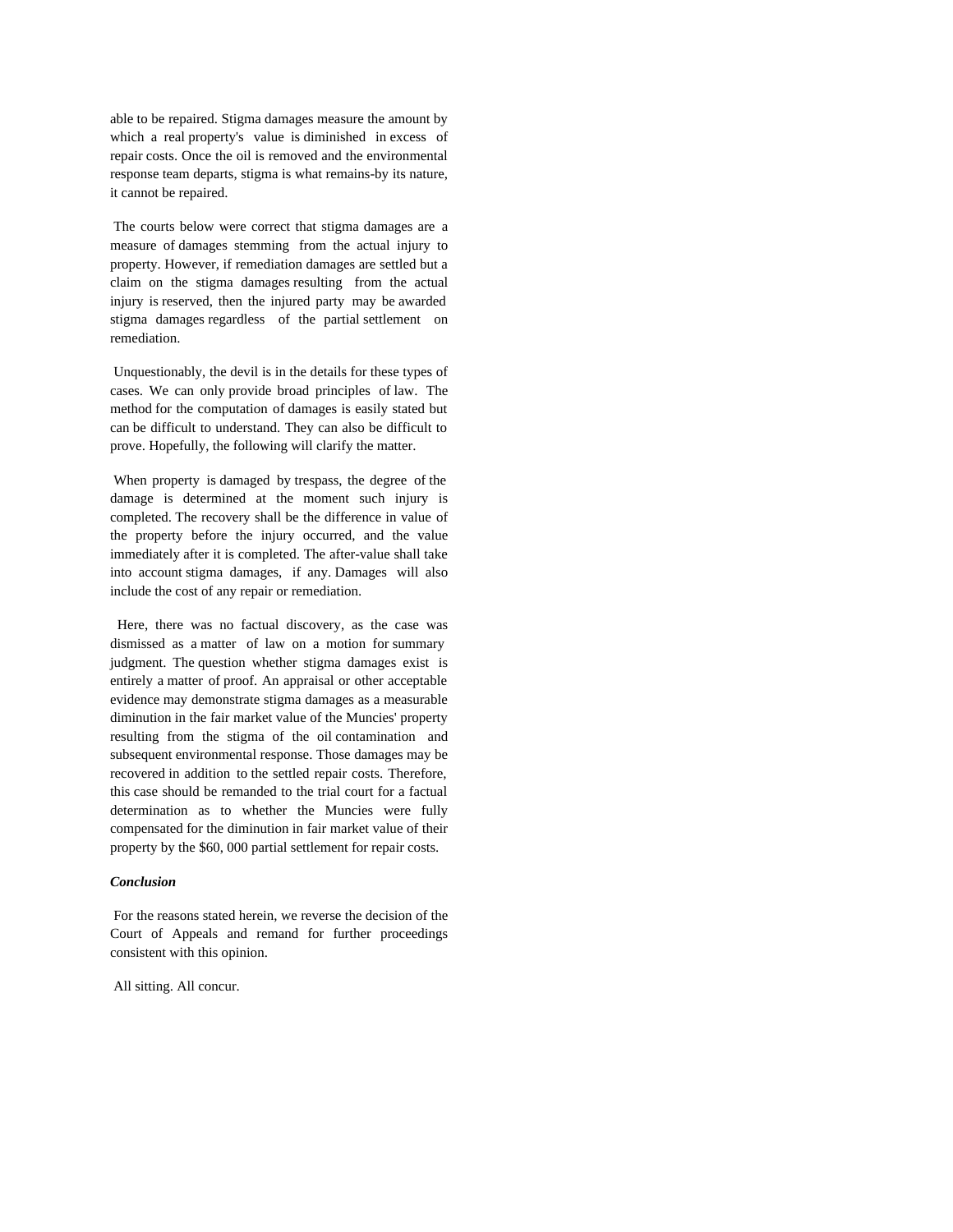able to be repaired. Stigma damages measure the amount by which a real property's value is diminished in excess of repair costs. Once the oil is removed and the environmental response team departs, stigma is what remains-by its nature, it cannot be repaired.

The courts below were correct that stigma damages are a measure of damages stemming from the actual injury to property. However, if remediation damages are settled but a claim on the stigma damages resulting from the actual injury is reserved, then the injured party may be awarded stigma damages regardless of the partial settlement on remediation.

Unquestionably, the devil is in the details for these types of cases. We can only provide broad principles of law. The method for the computation of damages is easily stated but can be difficult to understand. They can also be difficult to prove. Hopefully, the following will clarify the matter.

When property is damaged by trespass, the degree of the damage is determined at the moment such injury is completed. The recovery shall be the difference in value of the property before the injury occurred, and the value immediately after it is completed. The after-value shall take into account stigma damages, if any. Damages will also include the cost of any repair or remediation.

Here, there was no factual discovery, as the case was dismissed as a matter of law on a motion for summary judgment. The question whether stigma damages exist is entirely a matter of proof. An appraisal or other acceptable evidence may demonstrate stigma damages as a measurable diminution in the fair market value of the Muncies' property resulting from the stigma of the oil contamination and subsequent environmental response. Those damages may be recovered in addition to the settled repair costs. Therefore, this case should be remanded to the trial court for a factual determination as to whether the Muncies were fully compensated for the diminution in fair market value of their property by the $60, 000 partial settlement for repair costs.

***Conclusion***

For the reasons stated herein, we reverse the decision of the Court of Appeals and remand for further proceedings consistent with this opinion.

All sitting. All concur.